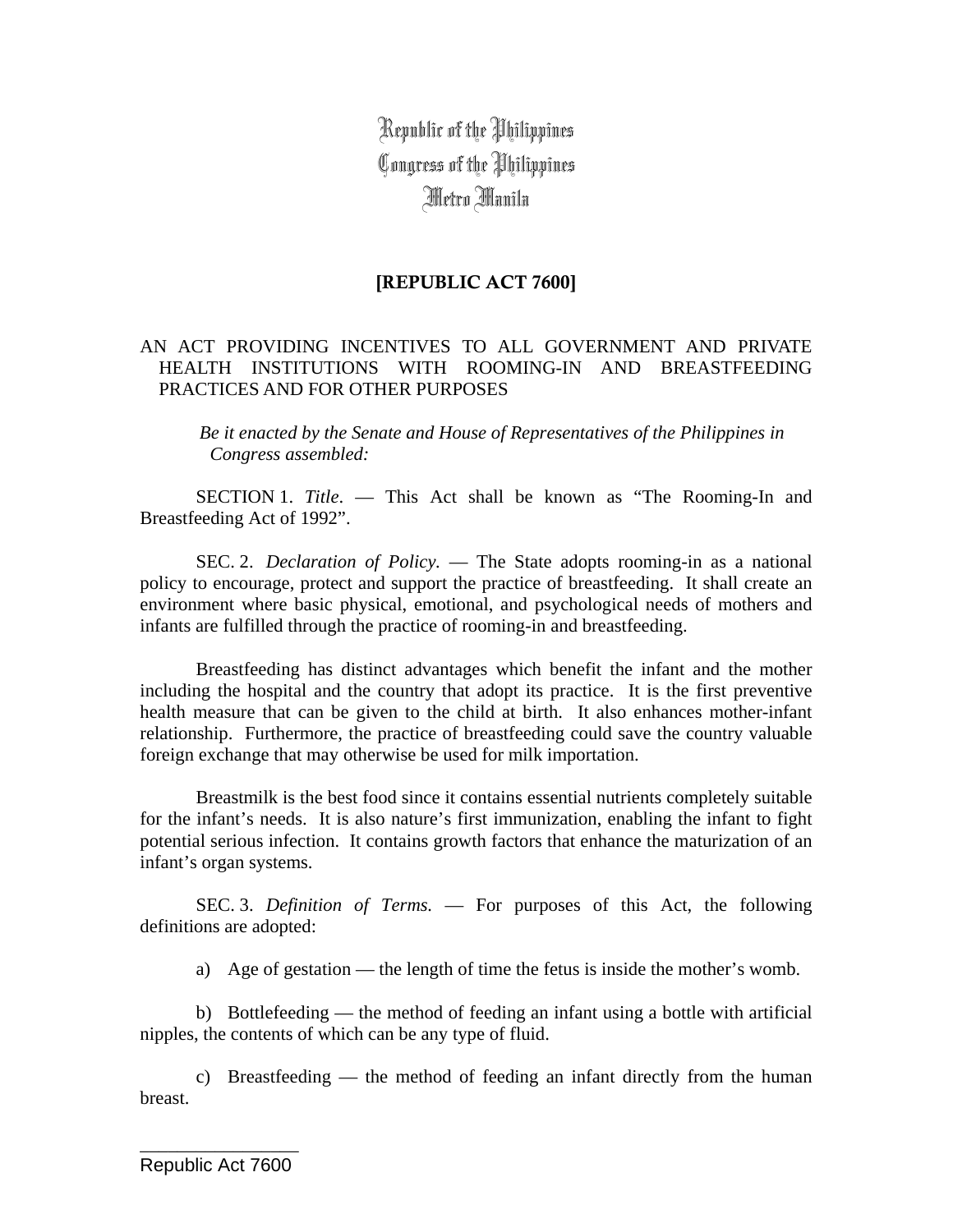Republic of the Philippines
Congress of the Philippines
Metro Manila

# [REPUBLIC ACT 7600]

AN ACT PROVIDING INCENTIVES TO ALL GOVERNMENT AND PRIVATE HEALTH INSTITUTIONS WITH ROOMING-IN AND BREASTFEEDING PRACTICES AND FOR OTHER PURPOSES

*Be it enacted by the Senate and House of Representatives of the Philippines in Congress assembled:*

SECTION 1. *Title.* — This Act shall be known as "The Rooming-In and Breastfeeding Act of 1992".

SEC. 2. *Declaration of Policy.* — The State adopts rooming-in as a national policy to encourage, protect and support the practice of breastfeeding. It shall create an environment where basic physical, emotional, and psychological needs of mothers and infants are fulfilled through the practice of rooming-in and breastfeeding.

Breastfeeding has distinct advantages which benefit the infant and the mother including the hospital and the country that adopt its practice. It is the first preventive health measure that can be given to the child at birth. It also enhances mother-infant relationship. Furthermore, the practice of breastfeeding could save the country valuable foreign exchange that may otherwise be used for milk importation.

Breastmilk is the best food since it contains essential nutrients completely suitable for the infant's needs. It is also nature's first immunization, enabling the infant to fight potential serious infection. It contains growth factors that enhance the maturization of an infant's organ systems.

SEC. 3. *Definition of Terms.* — For purposes of this Act, the following definitions are adopted:

a) Age of gestation — the length of time the fetus is inside the mother's womb.

b) Bottlefeeding — the method of feeding an infant using a bottle with artificial nipples, the contents of which can be any type of fluid.

c) Breastfeeding — the method of feeding an infant directly from the human breast.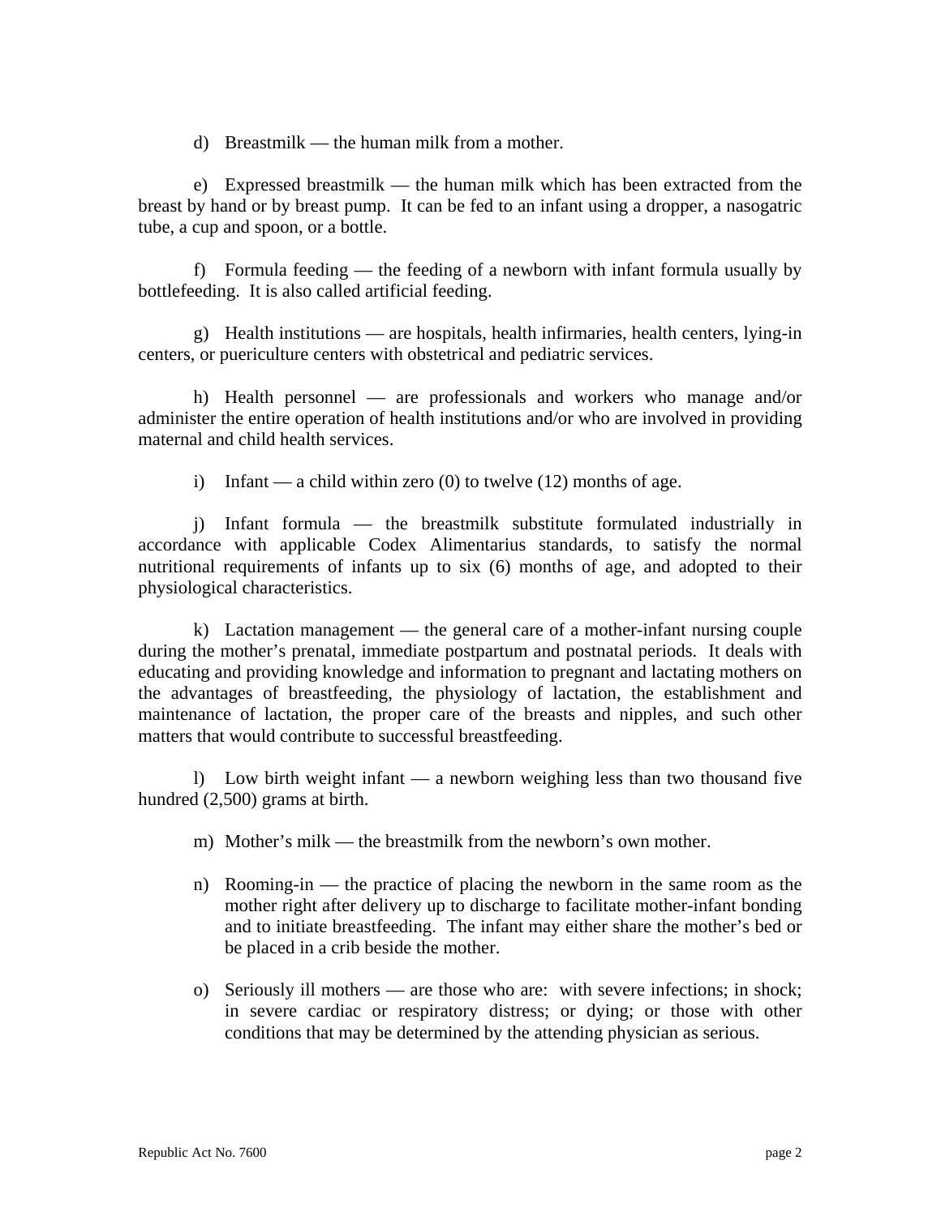d) Breastmilk — the human milk from a mother.

e) Expressed breastmilk — the human milk which has been extracted from the breast by hand or by breast pump. It can be fed to an infant using a dropper, a nasogatric tube, a cup and spoon, or a bottle.

f) Formula feeding — the feeding of a newborn with infant formula usually by bottlefeeding. It is also called artificial feeding.

g) Health institutions — are hospitals, health infirmaries, health centers, lying-in centers, or puericulture centers with obstetrical and pediatric services.

h) Health personnel — are professionals and workers who manage and/or administer the entire operation of health institutions and/or who are involved in providing maternal and child health services.

i) Infant — a child within zero (0) to twelve (12) months of age.

j) Infant formula — the breastmilk substitute formulated industrially in accordance with applicable Codex Alimentarius standards, to satisfy the normal nutritional requirements of infants up to six (6) months of age, and adopted to their physiological characteristics.

k) Lactation management — the general care of a mother-infant nursing couple during the mother's prenatal, immediate postpartum and postnatal periods. It deals with educating and providing knowledge and information to pregnant and lactating mothers on the advantages of breastfeeding, the physiology of lactation, the establishment and maintenance of lactation, the proper care of the breasts and nipples, and such other matters that would contribute to successful breastfeeding.

l) Low birth weight infant — a newborn weighing less than two thousand five hundred (2,500) grams at birth.

m) Mother's milk — the breastmilk from the newborn's own mother.

n) Rooming-in — the practice of placing the newborn in the same room as the mother right after delivery up to discharge to facilitate mother-infant bonding and to initiate breastfeeding. The infant may either share the mother's bed or be placed in a crib beside the mother.

o) Seriously ill mothers — are those who are: with severe infections; in shock; in severe cardiac or respiratory distress; or dying; or those with other conditions that may be determined by the attending physician as serious.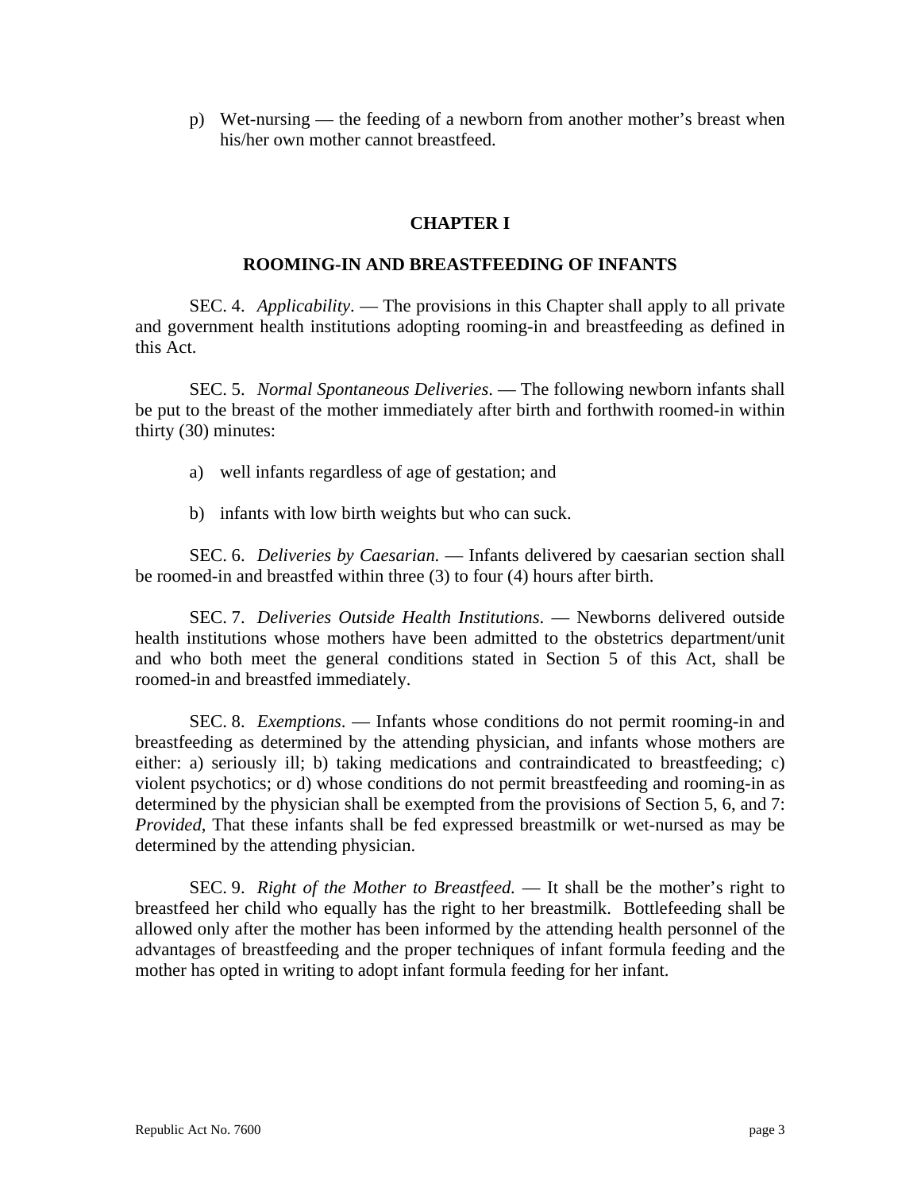p) Wet-nursing — the feeding of a newborn from another mother's breast when his/her own mother cannot breastfeed.

## CHAPTER I

### ROOMING-IN AND BREASTFEEDING OF INFANTS

SEC. 4. *Applicability*. — The provisions in this Chapter shall apply to all private and government health institutions adopting rooming-in and breastfeeding as defined in this Act.

SEC. 5. *Normal Spontaneous Deliveries*. — The following newborn infants shall be put to the breast of the mother immediately after birth and forthwith roomed-in within thirty (30) minutes:

a) well infants regardless of age of gestation; and

b) infants with low birth weights but who can suck.

SEC. 6. *Deliveries by Caesarian*. — Infants delivered by caesarian section shall be roomed-in and breastfed within three (3) to four (4) hours after birth.

SEC. 7. *Deliveries Outside Health Institutions*. — Newborns delivered outside health institutions whose mothers have been admitted to the obstetrics department/unit and who both meet the general conditions stated in Section 5 of this Act, shall be roomed-in and breastfed immediately.

SEC. 8. *Exemptions*. — Infants whose conditions do not permit rooming-in and breastfeeding as determined by the attending physician, and infants whose mothers are either: a) seriously ill; b) taking medications and contraindicated to breastfeeding; c) violent psychotics; or d) whose conditions do not permit breastfeeding and rooming-in as determined by the physician shall be exempted from the provisions of Section 5, 6, and 7: *Provided*, That these infants shall be fed expressed breastmilk or wet-nursed as may be determined by the attending physician.

SEC. 9. *Right of the Mother to Breastfeed.* — It shall be the mother's right to breastfeed her child who equally has the right to her breastmilk. Bottlefeeding shall be allowed only after the mother has been informed by the attending health personnel of the advantages of breastfeeding and the proper techniques of infant formula feeding and the mother has opted in writing to adopt infant formula feeding for her infant.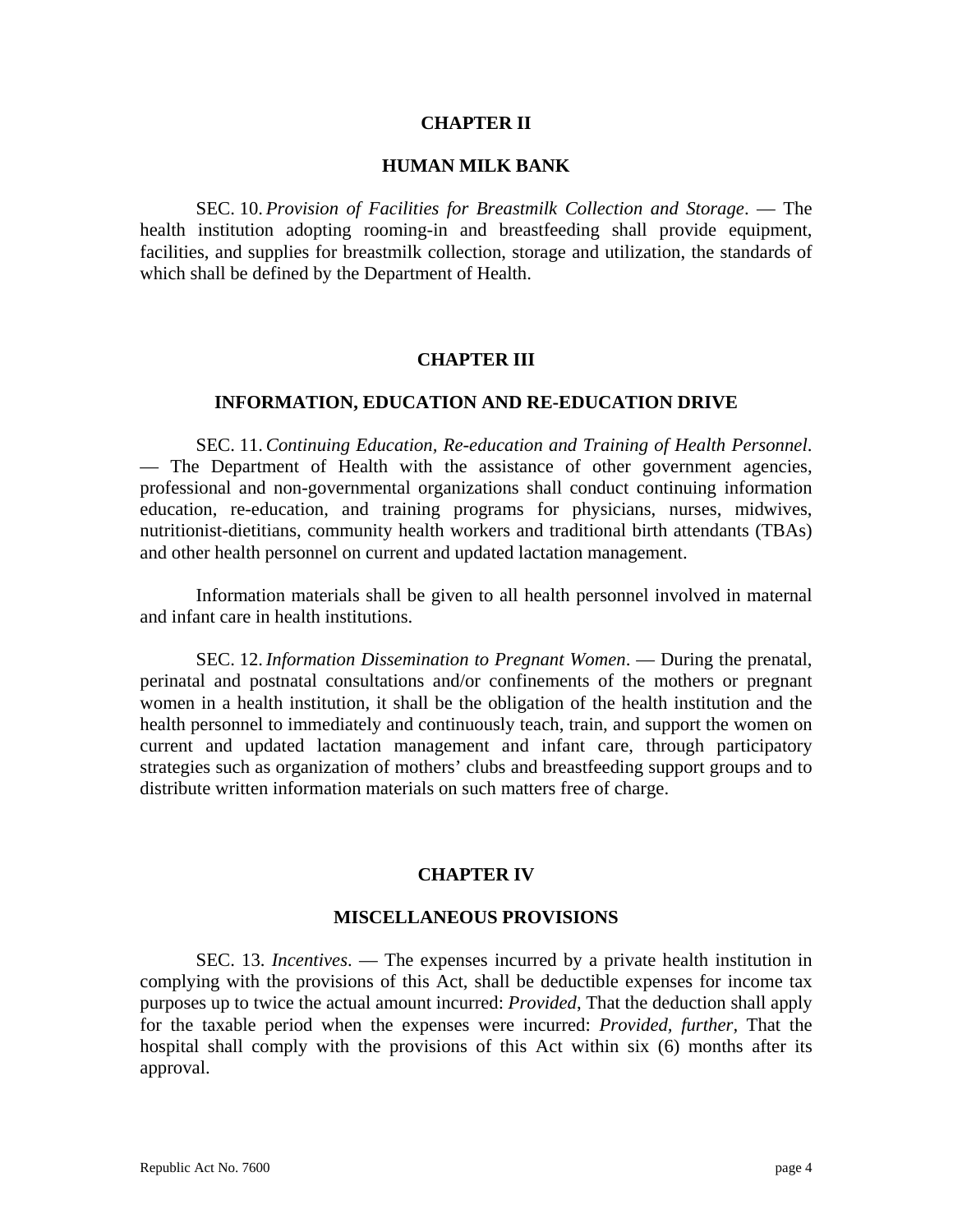## CHAPTER II

## HUMAN MILK BANK

SEC. 10. *Provision of Facilities for Breastmilk Collection and Storage*. — The health institution adopting rooming-in and breastfeeding shall provide equipment, facilities, and supplies for breastmilk collection, storage and utilization, the standards of which shall be defined by the Department of Health.

## CHAPTER III

## INFORMATION, EDUCATION AND RE-EDUCATION DRIVE

SEC. 11. *Continuing Education, Re-education and Training of Health Personnel*. — The Department of Health with the assistance of other government agencies, professional and non-governmental organizations shall conduct continuing information education, re-education, and training programs for physicians, nurses, midwives, nutritionist-dietitians, community health workers and traditional birth attendants (TBAs) and other health personnel on current and updated lactation management.

Information materials shall be given to all health personnel involved in maternal and infant care in health institutions.

SEC. 12. *Information Dissemination to Pregnant Women*. — During the prenatal, perinatal and postnatal consultations and/or confinements of the mothers or pregnant women in a health institution, it shall be the obligation of the health institution and the health personnel to immediately and continuously teach, train, and support the women on current and updated lactation management and infant care, through participatory strategies such as organization of mothers' clubs and breastfeeding support groups and to distribute written information materials on such matters free of charge.

## CHAPTER IV

## MISCELLANEOUS PROVISIONS

SEC. 13. *Incentives*. — The expenses incurred by a private health institution in complying with the provisions of this Act, shall be deductible expenses for income tax purposes up to twice the actual amount incurred: *Provided*, That the deduction shall apply for the taxable period when the expenses were incurred: *Provided, further*, That the hospital shall comply with the provisions of this Act within six (6) months after its approval.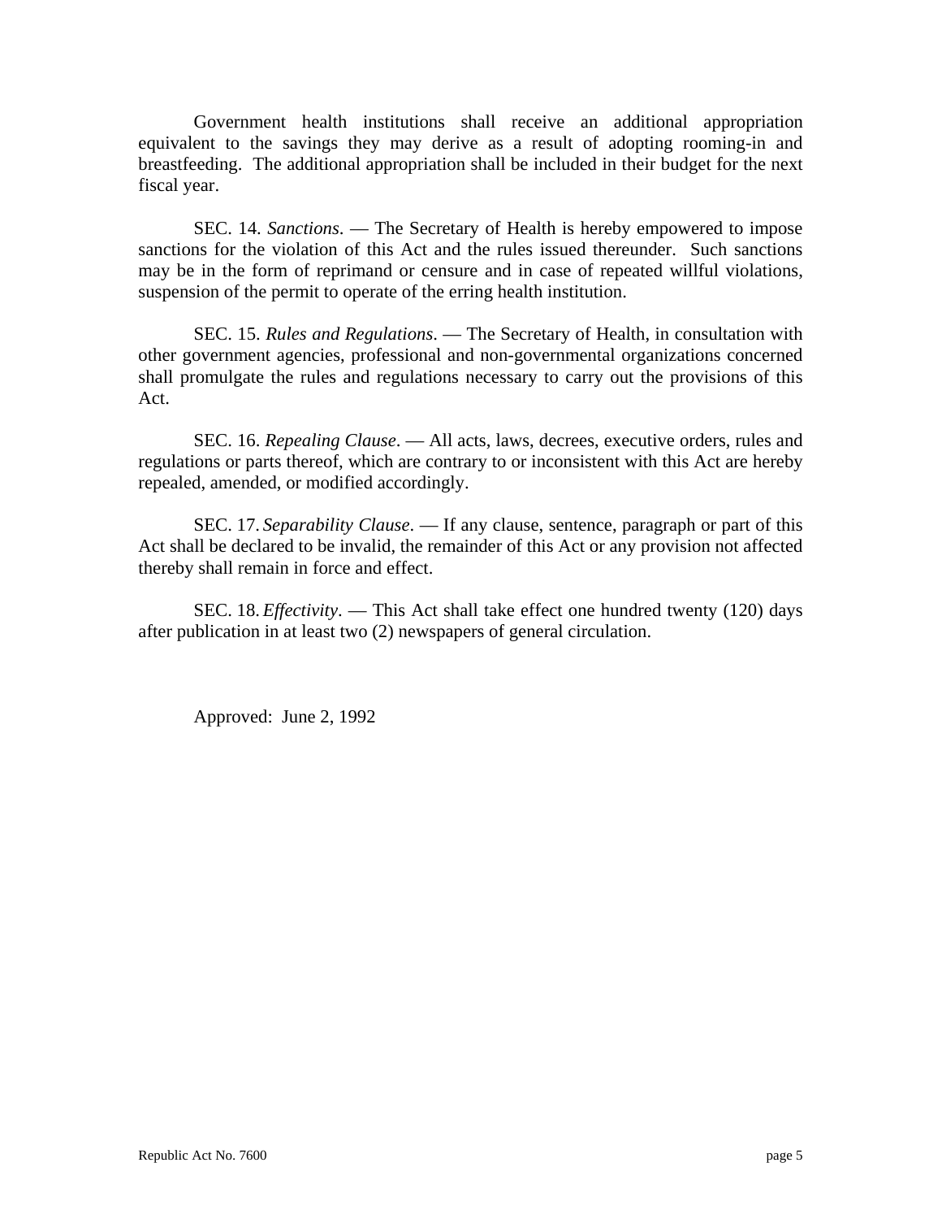Government health institutions shall receive an additional appropriation equivalent to the savings they may derive as a result of adopting rooming-in and breastfeeding. The additional appropriation shall be included in their budget for the next fiscal year.

SEC. 14. *Sanctions*. — The Secretary of Health is hereby empowered to impose sanctions for the violation of this Act and the rules issued thereunder. Such sanctions may be in the form of reprimand or censure and in case of repeated willful violations, suspension of the permit to operate of the erring health institution.

SEC. 15. *Rules and Regulations*. — The Secretary of Health, in consultation with other government agencies, professional and non-governmental organizations concerned shall promulgate the rules and regulations necessary to carry out the provisions of this Act.

SEC. 16. *Repealing Clause*. — All acts, laws, decrees, executive orders, rules and regulations or parts thereof, which are contrary to or inconsistent with this Act are hereby repealed, amended, or modified accordingly.

SEC. 17. *Separability Clause*. — If any clause, sentence, paragraph or part of this Act shall be declared to be invalid, the remainder of this Act or any provision not affected thereby shall remain in force and effect.

SEC. 18. *Effectivity*. — This Act shall take effect one hundred twenty (120) days after publication in at least two (2) newspapers of general circulation.

Approved: June 2, 1992